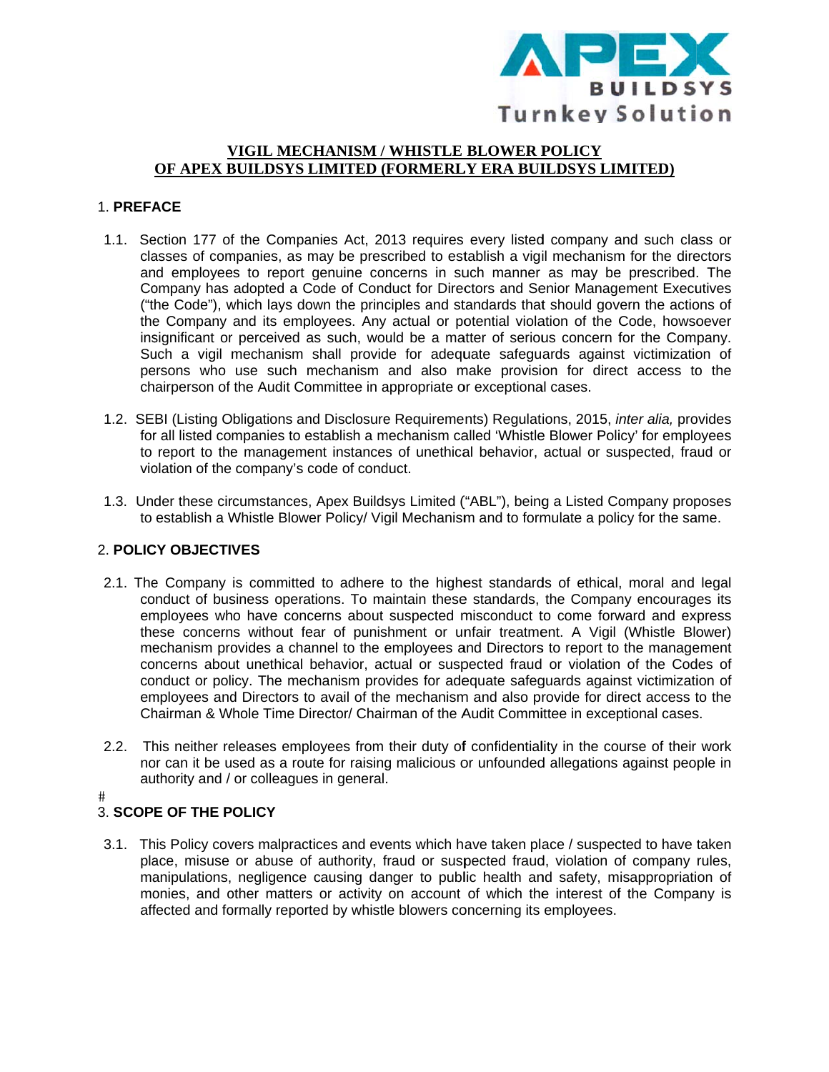APEX BUILDSYS Turnkey Solution

# VIGIL MECHANISM / WHISTLE BLOWER POLICY OF APEX BUILDSYS LIMITED (FORMERLY ERA BUILDSYS LIMITED)

## 1. PREFACE

1.1. Section 177 of the Companies Act, 2013 requires every listed company and such class or classes of companies, as may be prescribed to establish a vigil mechanism for the directors and employees to report genuine concerns in such manner as may be prescribed. The Company has adopted a Code of Conduct for Directors and Senior Management Executives ("the Code"), which lays down the principles and standards that should govern the actions of the Company and its employees. Any actual or potential violation of the Code, howsoever insignificant or perceived as such, would be a matter of serious concern for the Company. Such a vigil mechanism shall provide for adequate safeguards against victimization of persons who use such mechanism and also make provision for direct access to the chairperson of the Audit Committee in appropriate or exceptional cases.

1.2. SEBI (Listing Obligations and Disclosure Requirements) Regulations, 2015, *inter alia,* provides for all listed companies to establish a mechanism called 'Whistle Blower Policy' for employees to report to the management instances of unethical behavior, actual or suspected, fraud or violation of the company's code of conduct.

1.3. Under these circumstances, Apex Buildsys Limited ("ABL"), being a Listed Company proposes to establish a Whistle Blower Policy/ Vigil Mechanism and to formulate a policy for the same.

## 2. POLICY OBJECTIVES

2.1. The Company is committed to adhere to the highest standards of ethical, moral and legal conduct of business operations. To maintain these standards, the Company encourages its employees who have concerns about suspected misconduct to come forward and express these concerns without fear of punishment or unfair treatment. A Vigil (Whistle Blower) mechanism provides a channel to the employees and Directors to report to the management concerns about unethical behavior, actual or suspected fraud or violation of the Codes of conduct or policy. The mechanism provides for adequate safeguards against victimization of employees and Directors to avail of the mechanism and also provide for direct access to the Chairman & Whole Time Director/ Chairman of the Audit Committee in exceptional cases.

2.2. This neither releases employees from their duty of confidentiality in the course of their work nor can it be used as a route for raising malicious or unfounded allegations against people in authority and / or colleagues in general.

#

## 3. SCOPE OF THE POLICY

3.1. This Policy covers malpractices and events which have taken place / suspected to have taken place, misuse or abuse of authority, fraud or suspected fraud, violation of company rules, manipulations, negligence causing danger to public health and safety, misappropriation of monies, and other matters or activity on account of which the interest of the Company is affected and formally reported by whistle blowers concerning its employees.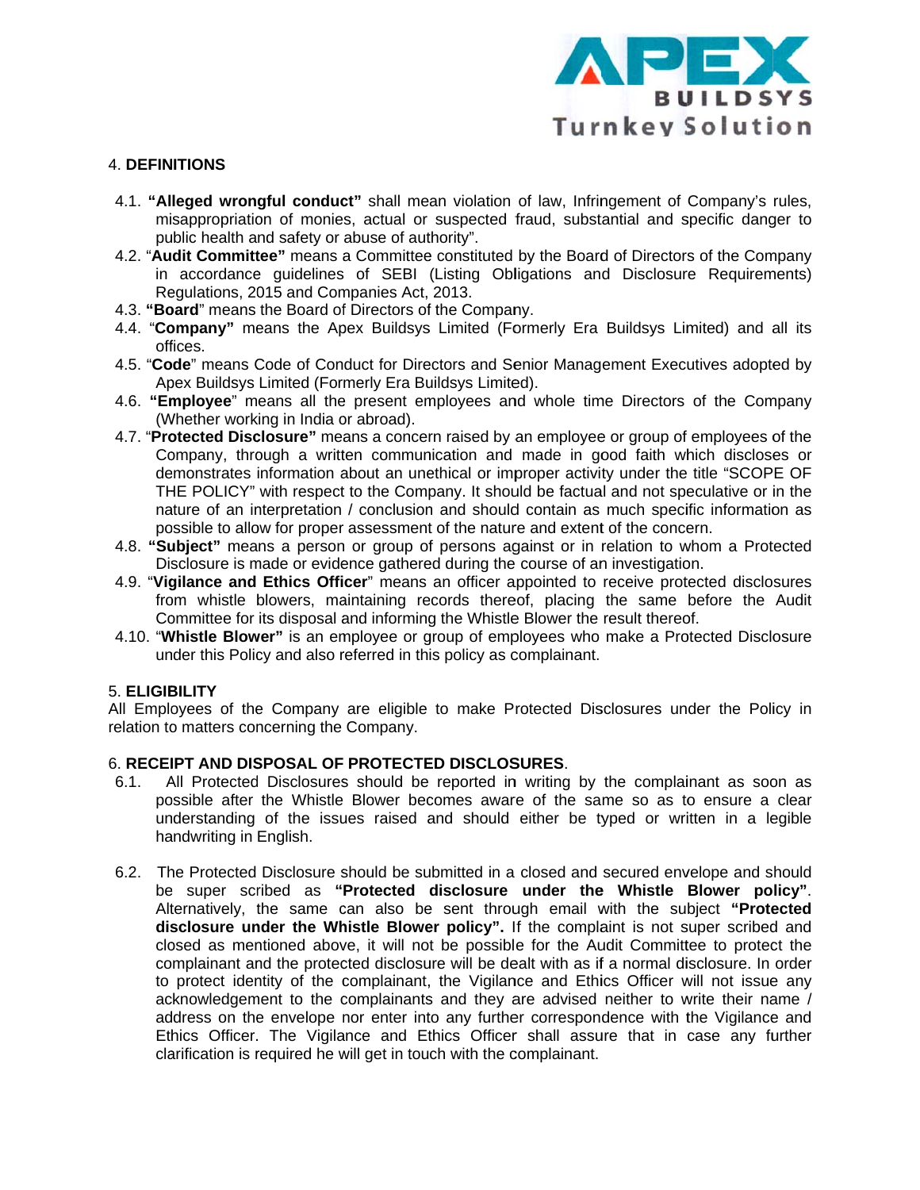## 4. DEFINITIONS

4.1. **"Alleged wrongful conduct"** shall mean violation of law, Infringement of Company's rules, misappropriation of monies, actual or suspected fraud, substantial and specific danger to public health and safety or abuse of authority".

4.2. "**Audit Committee"** means a Committee constituted by the Board of Directors of the Company in accordance guidelines of SEBI (Listing Obligations and Disclosure Requirements) Regulations, 2015 and Companies Act, 2013.

4.3. **"Board**" means the Board of Directors of the Company.

4.4. "**Company"** means the Apex Buildsys Limited (Formerly Era Buildsys Limited) and all its offices.

4.5. "**Code**" means Code of Conduct for Directors and Senior Management Executives adopted by Apex Buildsys Limited (Formerly Era Buildsys Limited).

4.6. **"Employee**" means all the present employees and whole time Directors of the Company (Whether working in India or abroad).

4.7. "**Protected Disclosure"** means a concern raised by an employee or group of employees of the Company, through a written communication and made in good faith which discloses or demonstrates information about an unethical or improper activity under the title "SCOPE OF THE POLICY" with respect to the Company. It should be factual and not speculative or in the nature of an interpretation / conclusion and should contain as much specific information as possible to allow for proper assessment of the nature and extent of the concern.

4.8. **"Subject"** means a person or group of persons against or in relation to whom a Protected Disclosure is made or evidence gathered during the course of an investigation.

4.9. "**Vigilance and Ethics Officer**" means an officer appointed to receive protected disclosures from whistle blowers, maintaining records thereof, placing the same before the Audit Committee for its disposal and informing the Whistle Blower the result thereof.

4.10. "**Whistle Blower"** is an employee or group of employees who make a Protected Disclosure under this Policy and also referred in this policy as complainant.

## 5. ELIGIBILITY

All Employees of the Company are eligible to make Protected Disclosures under the Policy in relation to matters concerning the Company.

## 6. RECEIPT AND DISPOSAL OF PROTECTED DISCLOSURES.

6.1. All Protected Disclosures should be reported in writing by the complainant as soon as possible after the Whistle Blower becomes aware of the same so as to ensure a clear understanding of the issues raised and should either be typed or written in a legible handwriting in English.

6.2. The Protected Disclosure should be submitted in a closed and secured envelope and should be super scribed as **"Protected disclosure under the Whistle Blower policy"**. Alternatively, the same can also be sent through email with the subject **"Protected disclosure under the Whistle Blower policy".** If the complaint is not super scribed and closed as mentioned above, it will not be possible for the Audit Committee to protect the complainant and the protected disclosure will be dealt with as if a normal disclosure. In order to protect identity of the complainant, the Vigilance and Ethics Officer will not issue any acknowledgement to the complainants and they are advised neither to write their name / address on the envelope nor enter into any further correspondence with the Vigilance and Ethics Officer. The Vigilance and Ethics Officer shall assure that in case any further clarification is required he will get in touch with the complainant.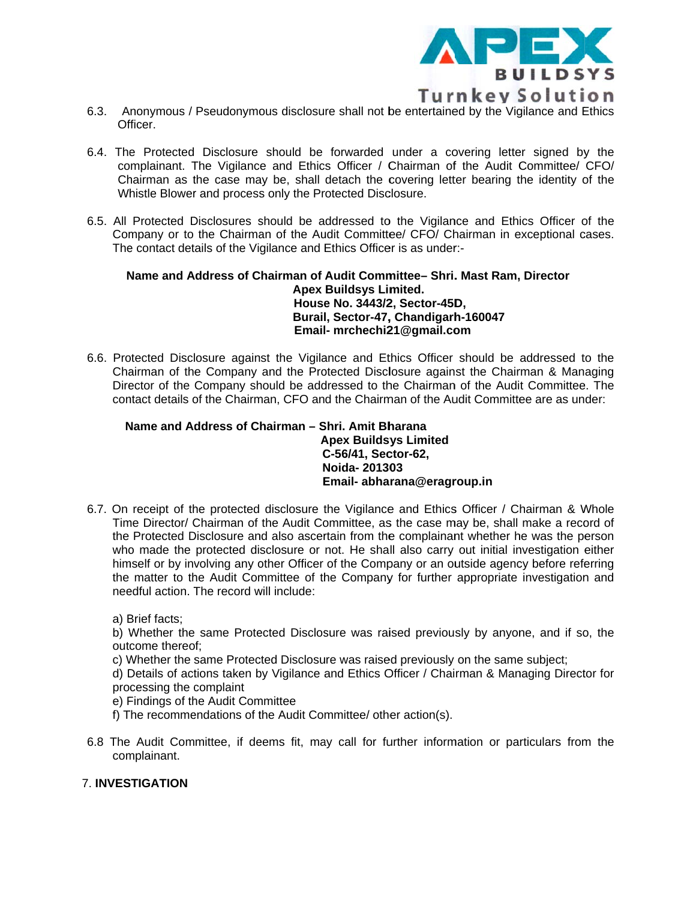6.3. Anonymous / Pseudonymous disclosure shall not be entertained by the Vigilance and Ethics Officer.

6.4. The Protected Disclosure should be forwarded under a covering letter signed by the complainant. The Vigilance and Ethics Officer / Chairman of the Audit Committee/ CFO/ Chairman as the case may be, shall detach the covering letter bearing the identity of the Whistle Blower and process only the Protected Disclosure.

6.5. All Protected Disclosures should be addressed to the Vigilance and Ethics Officer of the Company or to the Chairman of the Audit Committee/ CFO/ Chairman in exceptional cases. The contact details of the Vigilance and Ethics Officer is as under:-

**Name and Address of Chairman of Audit Committee– Shri. Mast Ram, Director**
**Apex Buildsys Limited.**
**House No. 3443/2, Sector-45D,**
**Burail, Sector-47, Chandigarh-160047**
**Email- mrchechi21@gmail.com**

6.6. Protected Disclosure against the Vigilance and Ethics Officer should be addressed to the Chairman of the Company and the Protected Disclosure against the Chairman & Managing Director of the Company should be addressed to the Chairman of the Audit Committee. The contact details of the Chairman, CFO and the Chairman of the Audit Committee are as under:

**Name and Address of Chairman – Shri. Amit Bharana**
**Apex Buildsys Limited**
**C-56/41, Sector-62,**
**Noida- 201303**
**Email- abharana@eragroup.in**

6.7. On receipt of the protected disclosure the Vigilance and Ethics Officer / Chairman & Whole Time Director/ Chairman of the Audit Committee, as the case may be, shall make a record of the Protected Disclosure and also ascertain from the complainant whether he was the person who made the protected disclosure or not. He shall also carry out initial investigation either himself or by involving any other Officer of the Company or an outside agency before referring the matter to the Audit Committee of the Company for further appropriate investigation and needful action. The record will include:

a) Brief facts;
b) Whether the same Protected Disclosure was raised previously by anyone, and if so, the outcome thereof;
c) Whether the same Protected Disclosure was raised previously on the same subject;
d) Details of actions taken by Vigilance and Ethics Officer / Chairman & Managing Director for processing the complaint
e) Findings of the Audit Committee
f) The recommendations of the Audit Committee/ other action(s).

6.8 The Audit Committee, if deems fit, may call for further information or particulars from the complainant.

7. **INVESTIGATION**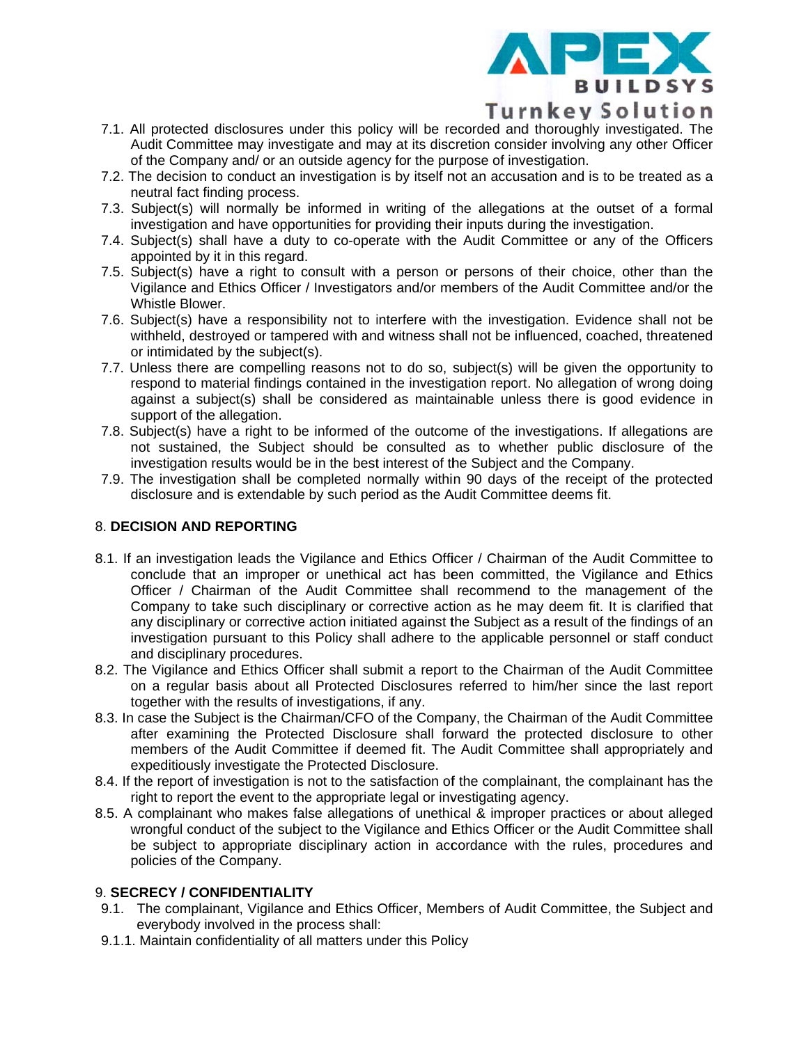7.1. All protected disclosures under this policy will be recorded and thoroughly investigated. The Audit Committee may investigate and may at its discretion consider involving any other Officer of the Company and/ or an outside agency for the purpose of investigation.

7.2. The decision to conduct an investigation is by itself not an accusation and is to be treated as a neutral fact finding process.

7.3. Subject(s) will normally be informed in writing of the allegations at the outset of a formal investigation and have opportunities for providing their inputs during the investigation.

7.4. Subject(s) shall have a duty to co-operate with the Audit Committee or any of the Officers appointed by it in this regard.

7.5. Subject(s) have a right to consult with a person or persons of their choice, other than the Vigilance and Ethics Officer / Investigators and/or members of the Audit Committee and/or the Whistle Blower.

7.6. Subject(s) have a responsibility not to interfere with the investigation. Evidence shall not be withheld, destroyed or tampered with and witness shall not be influenced, coached, threatened or intimidated by the subject(s).

7.7. Unless there are compelling reasons not to do so, subject(s) will be given the opportunity to respond to material findings contained in the investigation report. No allegation of wrong doing against a subject(s) shall be considered as maintainable unless there is good evidence in support of the allegation.

7.8. Subject(s) have a right to be informed of the outcome of the investigations. If allegations are not sustained, the Subject should be consulted as to whether public disclosure of the investigation results would be in the best interest of the Subject and the Company.

7.9. The investigation shall be completed normally within 90 days of the receipt of the protected disclosure and is extendable by such period as the Audit Committee deems fit.

## 8. DECISION AND REPORTING

8.1. If an investigation leads the Vigilance and Ethics Officer / Chairman of the Audit Committee to conclude that an improper or unethical act has been committed, the Vigilance and Ethics Officer / Chairman of the Audit Committee shall recommend to the management of the Company to take such disciplinary or corrective action as he may deem fit. It is clarified that any disciplinary or corrective action initiated against the Subject as a result of the findings of an investigation pursuant to this Policy shall adhere to the applicable personnel or staff conduct and disciplinary procedures.

8.2. The Vigilance and Ethics Officer shall submit a report to the Chairman of the Audit Committee on a regular basis about all Protected Disclosures referred to him/her since the last report together with the results of investigations, if any.

8.3. In case the Subject is the Chairman/CFO of the Company, the Chairman of the Audit Committee after examining the Protected Disclosure shall forward the protected disclosure to other members of the Audit Committee if deemed fit. The Audit Committee shall appropriately and expeditiously investigate the Protected Disclosure.

8.4. If the report of investigation is not to the satisfaction of the complainant, the complainant has the right to report the event to the appropriate legal or investigating agency.

8.5. A complainant who makes false allegations of unethical & improper practices or about alleged wrongful conduct of the subject to the Vigilance and Ethics Officer or the Audit Committee shall be subject to appropriate disciplinary action in accordance with the rules, procedures and policies of the Company.

## 9. SECRECY / CONFIDENTIALITY

9.1. The complainant, Vigilance and Ethics Officer, Members of Audit Committee, the Subject and everybody involved in the process shall:

9.1.1. Maintain confidentiality of all matters under this Policy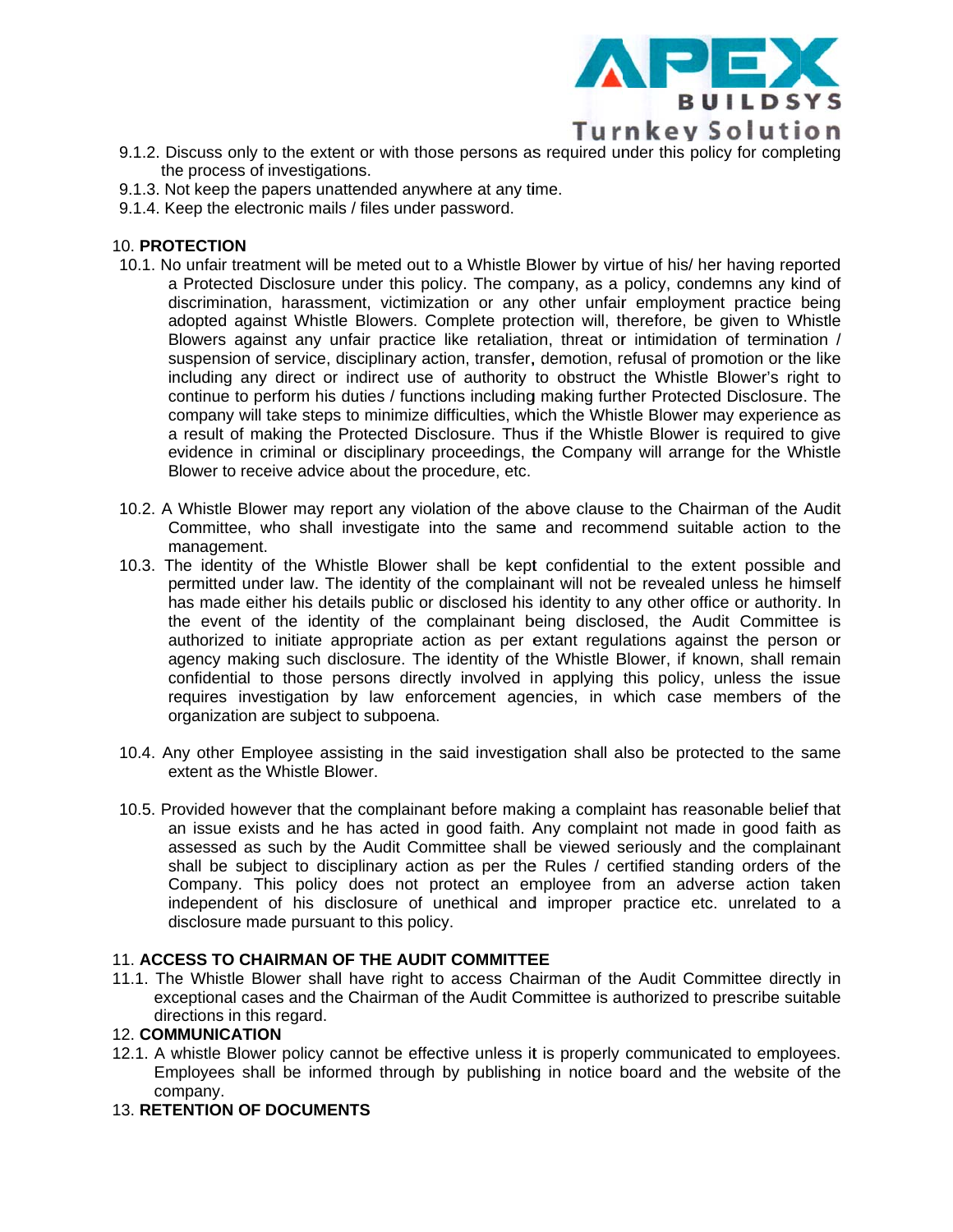9.1.2. Discuss only to the extent or with those persons as required under this policy for completing the process of investigations.

9.1.3. Not keep the papers unattended anywhere at any time.

9.1.4. Keep the electronic mails / files under password.

## 10. **PROTECTION**

10.1. No unfair treatment will be meted out to a Whistle Blower by virtue of his/ her having reported a Protected Disclosure under this policy. The company, as a policy, condemns any kind of discrimination, harassment, victimization or any other unfair employment practice being adopted against Whistle Blowers. Complete protection will, therefore, be given to Whistle Blowers against any unfair practice like retaliation, threat or intimidation of termination / suspension of service, disciplinary action, transfer, demotion, refusal of promotion or the like including any direct or indirect use of authority to obstruct the Whistle Blower's right to continue to perform his duties / functions including making further Protected Disclosure. The company will take steps to minimize difficulties, which the Whistle Blower may experience as a result of making the Protected Disclosure. Thus if the Whistle Blower is required to give evidence in criminal or disciplinary proceedings, the Company will arrange for the Whistle Blower to receive advice about the procedure, etc.

10.2. A Whistle Blower may report any violation of the above clause to the Chairman of the Audit Committee, who shall investigate into the same and recommend suitable action to the management.

10.3. The identity of the Whistle Blower shall be kept confidential to the extent possible and permitted under law. The identity of the complainant will not be revealed unless he himself has made either his details public or disclosed his identity to any other office or authority. In the event of the identity of the complainant being disclosed, the Audit Committee is authorized to initiate appropriate action as per extant regulations against the person or agency making such disclosure. The identity of the Whistle Blower, if known, shall remain confidential to those persons directly involved in applying this policy, unless the issue requires investigation by law enforcement agencies, in which case members of the organization are subject to subpoena.

10.4. Any other Employee assisting in the said investigation shall also be protected to the same extent as the Whistle Blower.

10.5. Provided however that the complainant before making a complaint has reasonable belief that an issue exists and he has acted in good faith. Any complaint not made in good faith as assessed as such by the Audit Committee shall be viewed seriously and the complainant shall be subject to disciplinary action as per the Rules / certified standing orders of the Company. This policy does not protect an employee from an adverse action taken independent of his disclosure of unethical and improper practice etc. unrelated to a disclosure made pursuant to this policy.

## 11. **ACCESS TO CHAIRMAN OF THE AUDIT COMMITTEE**

11.1. The Whistle Blower shall have right to access Chairman of the Audit Committee directly in exceptional cases and the Chairman of the Audit Committee is authorized to prescribe suitable directions in this regard.

## 12. **COMMUNICATION**

12.1. A whistle Blower policy cannot be effective unless it is properly communicated to employees. Employees shall be informed through by publishing in notice board and the website of the company.

## 13. **RETENTION OF DOCUMENTS**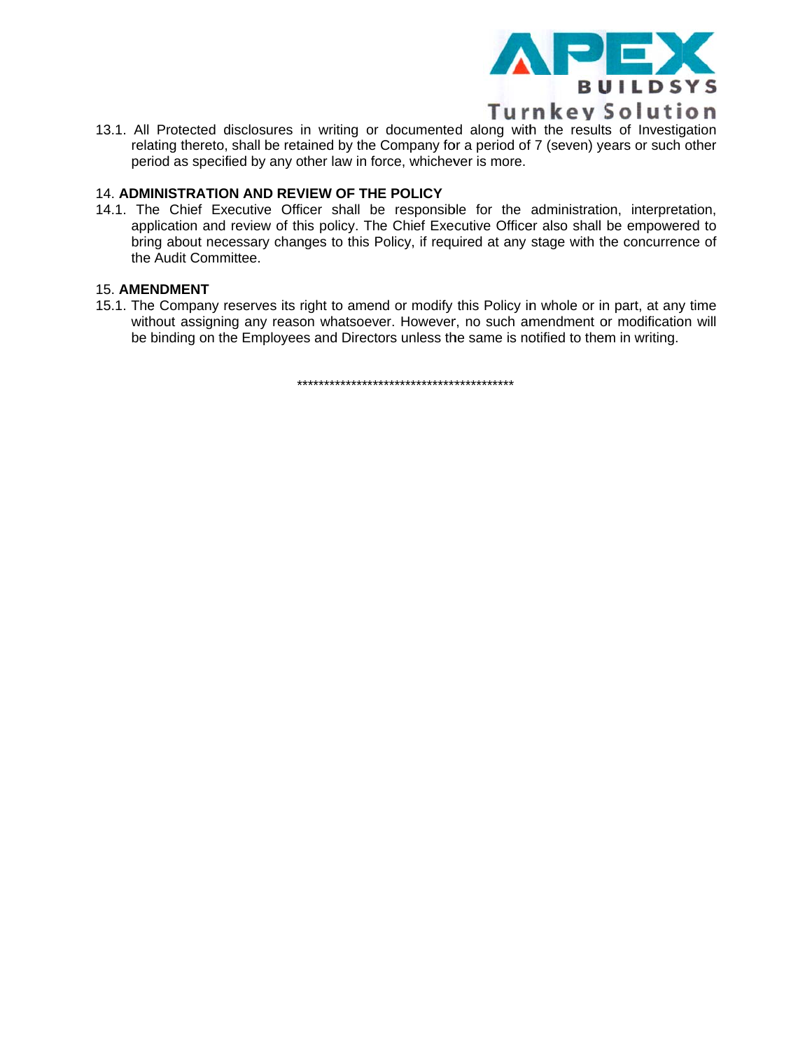13.1. All Protected disclosures in writing or documented along with the results of Investigation relating thereto, shall be retained by the Company for a period of 7 (seven) years or such other period as specified by any other law in force, whichever is more.

## 14. ADMINISTRATION AND REVIEW OF THE POLICY

14.1. The Chief Executive Officer shall be responsible for the administration, interpretation, application and review of this policy. The Chief Executive Officer also shall be empowered to bring about necessary changes to this Policy, if required at any stage with the concurrence of the Audit Committee.

## 15. AMENDMENT

15.1. The Company reserves its right to amend or modify this Policy in whole or in part, at any time without assigning any reason whatsoever. However, no such amendment or modification will be binding on the Employees and Directors unless the same is notified to them in writing.

*****************************************